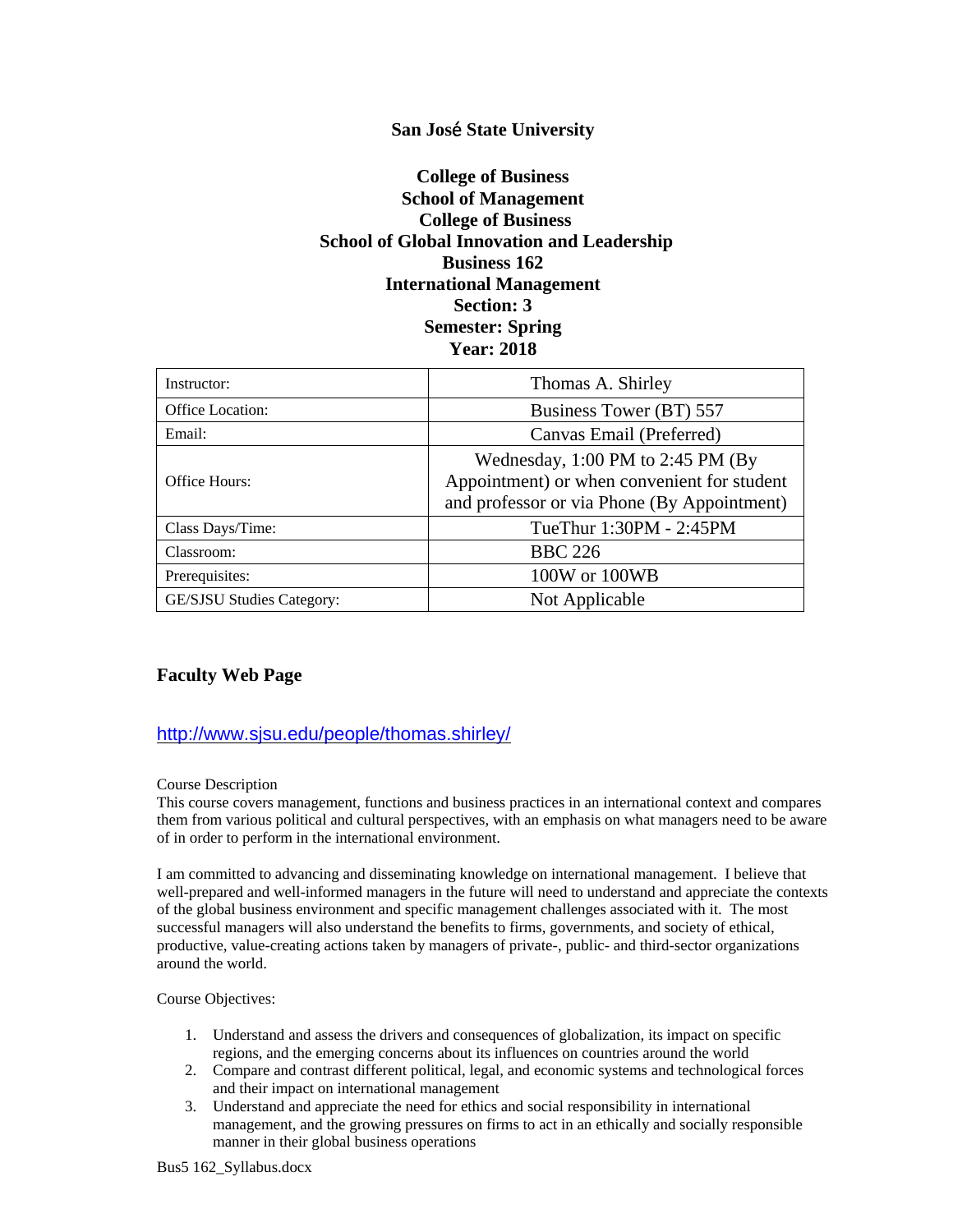**San José State University**

**College of Business**
**School of Management**
**College of Business**
**School of Global Innovation and Leadership**
**Business 162**
**International Management**
**Section: 3**
**Semester: Spring**
**Year: 2018**

| | |
|---|---|
| Instructor: | Thomas A. Shirley |
| Office Location: | Business Tower (BT) 557 |
| Email: | Canvas Email (Preferred) |
| Office Hours: | Wednesday, 1:00 PM to 2:45 PM (By Appointment) or when convenient for student and professor or via Phone (By Appointment) |
| Class Days/Time: | TueThur 1:30PM - 2:45PM |
| Classroom: | BBC 226 |
| Prerequisites: | 100W or 100WB |
| GE/SJSU Studies Category: | Not Applicable |

## Faculty Web Page

http://www.sjsu.edu/people/thomas.shirley/

Course Description

This course covers management, functions and business practices in an international context and compares them from various political and cultural perspectives, with an emphasis on what managers need to be aware of in order to perform in the international environment.

I am committed to advancing and disseminating knowledge on international management. I believe that well-prepared and well-informed managers in the future will need to understand and appreciate the contexts of the global business environment and specific management challenges associated with it. The most successful managers will also understand the benefits to firms, governments, and society of ethical, productive, value-creating actions taken by managers of private-, public- and third-sector organizations around the world.

Course Objectives:

1. Understand and assess the drivers and consequences of globalization, its impact on specific regions, and the emerging concerns about its influences on countries around the world
2. Compare and contrast different political, legal, and economic systems and technological forces and their impact on international management
3. Understand and appreciate the need for ethics and social responsibility in international management, and the growing pressures on firms to act in an ethically and socially responsible manner in their global business operations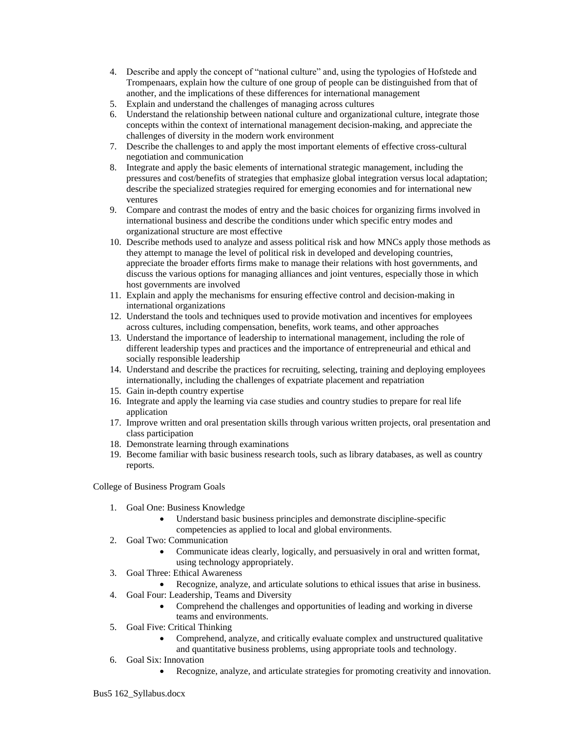4. Describe and apply the concept of "national culture" and, using the typologies of Hofstede and Trompenaars, explain how the culture of one group of people can be distinguished from that of another, and the implications of these differences for international management
5. Explain and understand the challenges of managing across cultures
6. Understand the relationship between national culture and organizational culture, integrate those concepts within the context of international management decision-making, and appreciate the challenges of diversity in the modern work environment
7. Describe the challenges to and apply the most important elements of effective cross-cultural negotiation and communication
8. Integrate and apply the basic elements of international strategic management, including the pressures and cost/benefits of strategies that emphasize global integration versus local adaptation; describe the specialized strategies required for emerging economies and for international new ventures
9. Compare and contrast the modes of entry and the basic choices for organizing firms involved in international business and describe the conditions under which specific entry modes and organizational structure are most effective
10. Describe methods used to analyze and assess political risk and how MNCs apply those methods as they attempt to manage the level of political risk in developed and developing countries, appreciate the broader efforts firms make to manage their relations with host governments, and discuss the various options for managing alliances and joint ventures, especially those in which host governments are involved
11. Explain and apply the mechanisms for ensuring effective control and decision-making in international organizations
12. Understand the tools and techniques used to provide motivation and incentives for employees across cultures, including compensation, benefits, work teams, and other approaches
13. Understand the importance of leadership to international management, including the role of different leadership types and practices and the importance of entrepreneurial and ethical and socially responsible leadership
14. Understand and describe the practices for recruiting, selecting, training and deploying employees internationally, including the challenges of expatriate placement and repatriation
15. Gain in-depth country expertise
16. Integrate and apply the learning via case studies and country studies to prepare for real life application
17. Improve written and oral presentation skills through various written projects, oral presentation and class participation
18. Demonstrate learning through examinations
19. Become familiar with basic business research tools, such as library databases, as well as country reports.

College of Business Program Goals

1. Goal One: Business Knowledge
   - Understand basic business principles and demonstrate discipline-specific competencies as applied to local and global environments.
2. Goal Two: Communication
   - Communicate ideas clearly, logically, and persuasively in oral and written format, using technology appropriately.
3. Goal Three: Ethical Awareness
   - Recognize, analyze, and articulate solutions to ethical issues that arise in business.
4. Goal Four: Leadership, Teams and Diversity
   - Comprehend the challenges and opportunities of leading and working in diverse teams and environments.
5. Goal Five: Critical Thinking
   - Comprehend, analyze, and critically evaluate complex and unstructured qualitative and quantitative business problems, using appropriate tools and technology.
6. Goal Six: Innovation
   - Recognize, analyze, and articulate strategies for promoting creativity and innovation.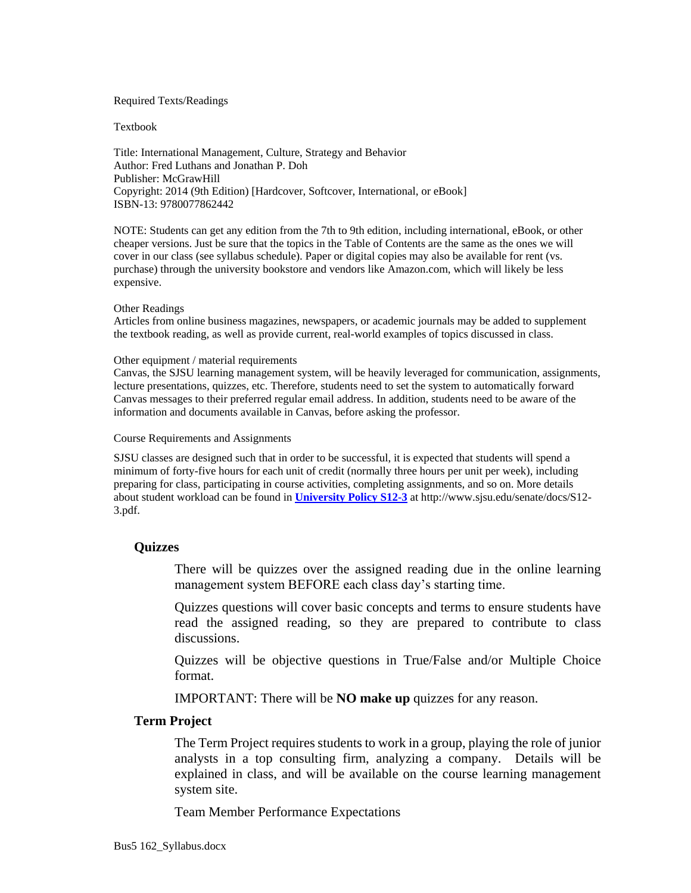Required Texts/Readings

Textbook

Title: International Management, Culture, Strategy and Behavior
Author: Fred Luthans and Jonathan P. Doh
Publisher: McGrawHill
Copyright: 2014 (9th Edition) [Hardcover, Softcover, International, or eBook]
ISBN-13: 9780077862442

NOTE: Students can get any edition from the 7th to 9th edition, including international, eBook, or other cheaper versions. Just be sure that the topics in the Table of Contents are the same as the ones we will cover in our class (see syllabus schedule). Paper or digital copies may also be available for rent (vs. purchase) through the university bookstore and vendors like Amazon.com, which will likely be less expensive.

Other Readings
Articles from online business magazines, newspapers, or academic journals may be added to supplement the textbook reading, as well as provide current, real-world examples of topics discussed in class.

Other equipment / material requirements
Canvas, the SJSU learning management system, will be heavily leveraged for communication, assignments, lecture presentations, quizzes, etc. Therefore, students need to set the system to automatically forward Canvas messages to their preferred regular email address. In addition, students need to be aware of the information and documents available in Canvas, before asking the professor.

Course Requirements and Assignments

SJSU classes are designed such that in order to be successful, it is expected that students will spend a minimum of forty-five hours for each unit of credit (normally three hours per unit per week), including preparing for class, participating in course activities, completing assignments, and so on. More details about student workload can be found in **University Policy S12-3** at http://www.sjsu.edu/senate/docs/S12-3.pdf.

**Quizzes**

There will be quizzes over the assigned reading due in the online learning management system BEFORE each class day's starting time.

Quizzes questions will cover basic concepts and terms to ensure students have read the assigned reading, so they are prepared to contribute to class discussions.

Quizzes will be objective questions in True/False and/or Multiple Choice format.

IMPORTANT: There will be **NO make up** quizzes for any reason.

**Term Project**

The Term Project requires students to work in a group, playing the role of junior analysts in a top consulting firm, analyzing a company. Details will be explained in class, and will be available on the course learning management system site.

Team Member Performance Expectations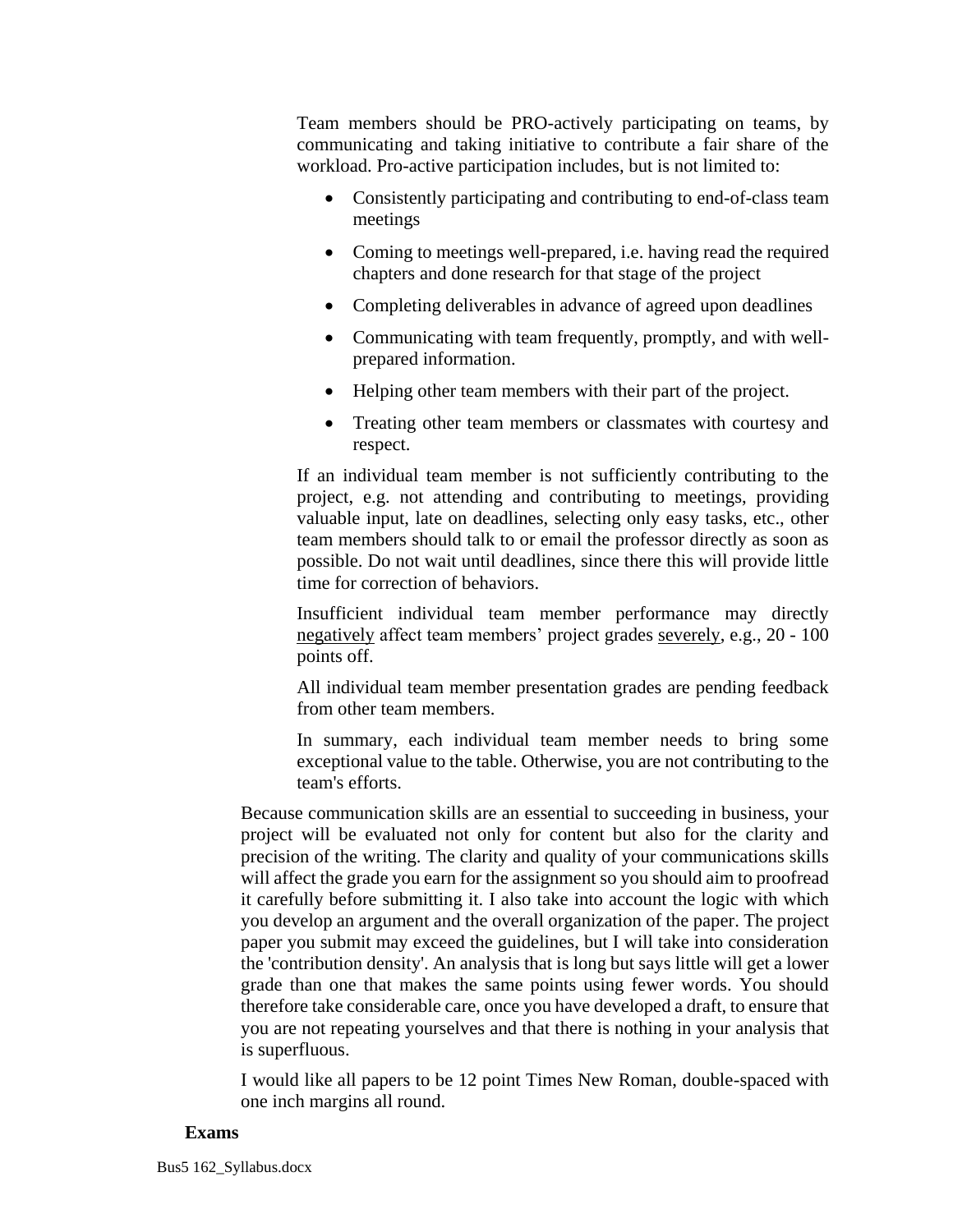Team members should be PRO-actively participating on teams, by communicating and taking initiative to contribute a fair share of the workload. Pro-active participation includes, but is not limited to:

- Consistently participating and contributing to end-of-class team meetings
- Coming to meetings well-prepared, i.e. having read the required chapters and done research for that stage of the project
- Completing deliverables in advance of agreed upon deadlines
- Communicating with team frequently, promptly, and with well-prepared information.
- Helping other team members with their part of the project.
- Treating other team members or classmates with courtesy and respect.

If an individual team member is not sufficiently contributing to the project, e.g. not attending and contributing to meetings, providing valuable input, late on deadlines, selecting only easy tasks, etc., other team members should talk to or email the professor directly as soon as possible. Do not wait until deadlines, since there this will provide little time for correction of behaviors.

Insufficient individual team member performance may directly <u>negatively</u> affect team members' project grades <u>severely</u>, e.g., 20 - 100 points off.

All individual team member presentation grades are pending feedback from other team members.

In summary, each individual team member needs to bring some exceptional value to the table. Otherwise, you are not contributing to the team's efforts.

Because communication skills are an essential to succeeding in business, your project will be evaluated not only for content but also for the clarity and precision of the writing. The clarity and quality of your communications skills will affect the grade you earn for the assignment so you should aim to proofread it carefully before submitting it. I also take into account the logic with which you develop an argument and the overall organization of the paper. The project paper you submit may exceed the guidelines, but I will take into consideration the 'contribution density'. An analysis that is long but says little will get a lower grade than one that makes the same points using fewer words. You should therefore take considerable care, once you have developed a draft, to ensure that you are not repeating yourselves and that there is nothing in your analysis that is superfluous.

I would like all papers to be 12 point Times New Roman, double-spaced with one inch margins all round.

**Exams**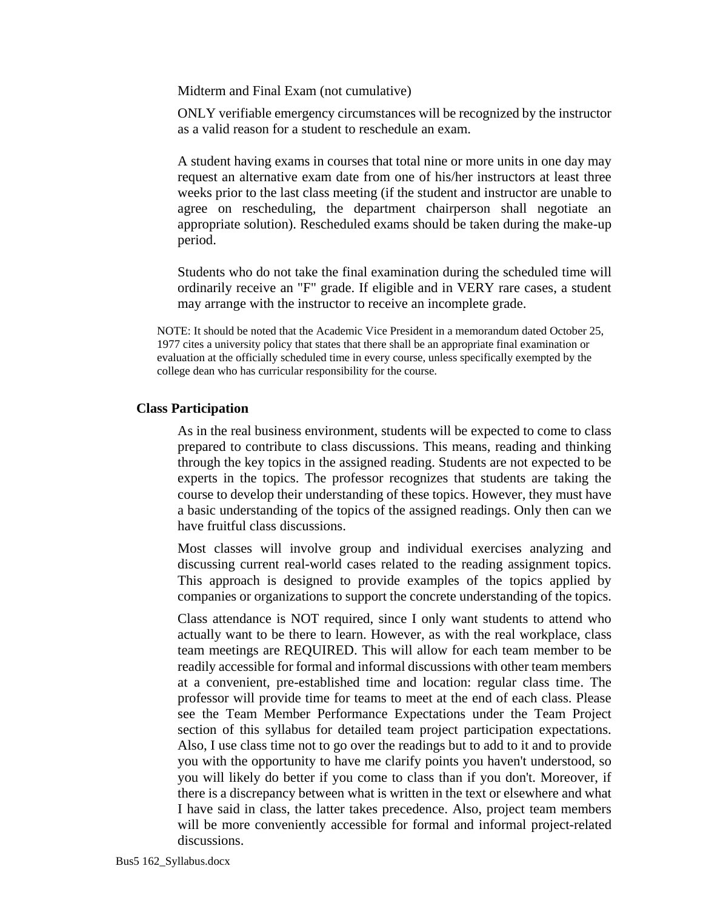Midterm and Final Exam (not cumulative)

ONLY verifiable emergency circumstances will be recognized by the instructor as a valid reason for a student to reschedule an exam.

A student having exams in courses that total nine or more units in one day may request an alternative exam date from one of his/her instructors at least three weeks prior to the last class meeting (if the student and instructor are unable to agree on rescheduling, the department chairperson shall negotiate an appropriate solution). Rescheduled exams should be taken during the make-up period.

Students who do not take the final examination during the scheduled time will ordinarily receive an "F" grade. If eligible and in VERY rare cases, a student may arrange with the instructor to receive an incomplete grade.

NOTE: It should be noted that the Academic Vice President in a memorandum dated October 25, 1977 cites a university policy that states that there shall be an appropriate final examination or evaluation at the officially scheduled time in every course, unless specifically exempted by the college dean who has curricular responsibility for the course.

### Class Participation

As in the real business environment, students will be expected to come to class prepared to contribute to class discussions. This means, reading and thinking through the key topics in the assigned reading. Students are not expected to be experts in the topics. The professor recognizes that students are taking the course to develop their understanding of these topics. However, they must have a basic understanding of the topics of the assigned readings. Only then can we have fruitful class discussions.

Most classes will involve group and individual exercises analyzing and discussing current real-world cases related to the reading assignment topics. This approach is designed to provide examples of the topics applied by companies or organizations to support the concrete understanding of the topics.

Class attendance is NOT required, since I only want students to attend who actually want to be there to learn. However, as with the real workplace, class team meetings are REQUIRED. This will allow for each team member to be readily accessible for formal and informal discussions with other team members at a convenient, pre-established time and location: regular class time. The professor will provide time for teams to meet at the end of each class. Please see the Team Member Performance Expectations under the Team Project section of this syllabus for detailed team project participation expectations. Also, I use class time not to go over the readings but to add to it and to provide you with the opportunity to have me clarify points you haven't understood, so you will likely do better if you come to class than if you don't. Moreover, if there is a discrepancy between what is written in the text or elsewhere and what I have said in class, the latter takes precedence. Also, project team members will be more conveniently accessible for formal and informal project-related discussions.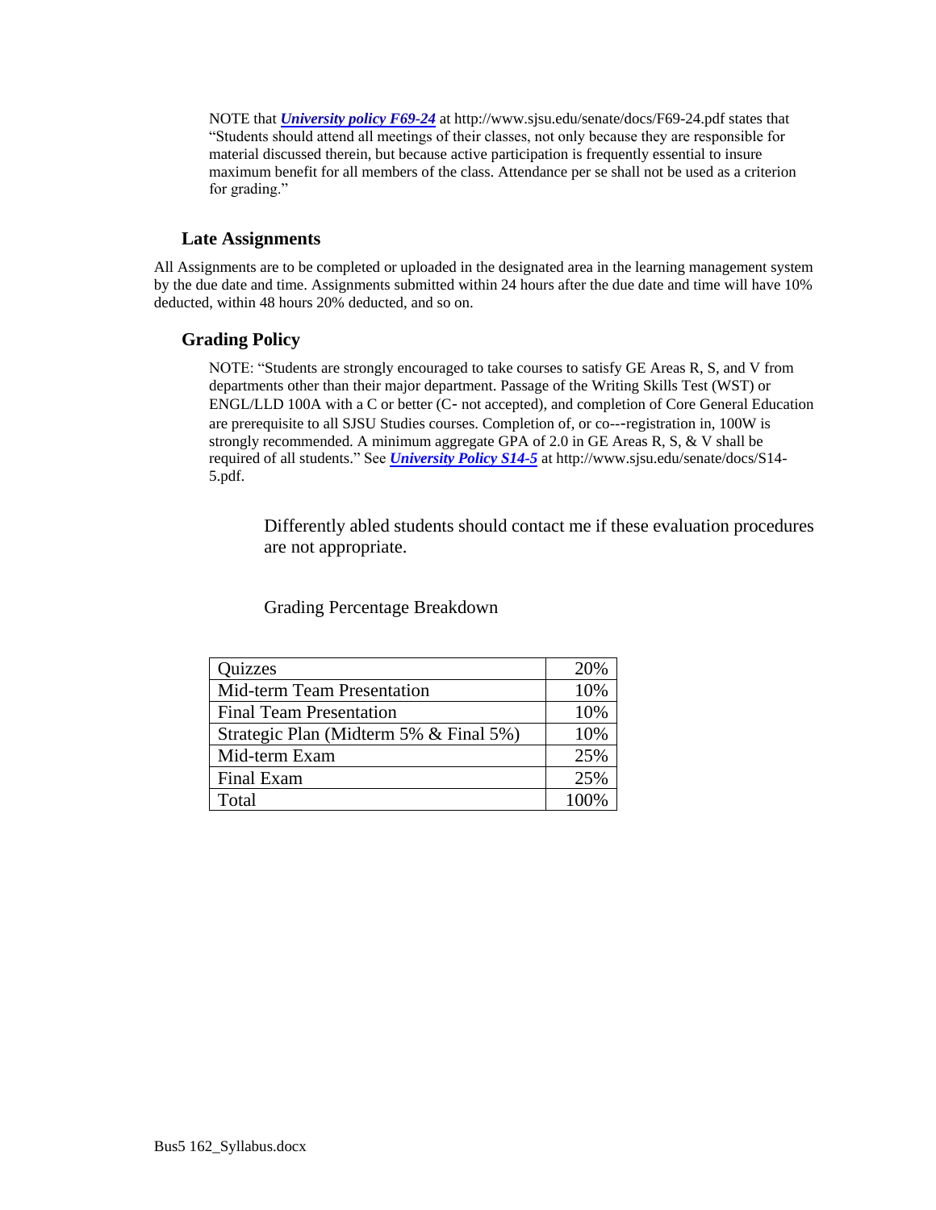NOTE that ***University policy F69-24*** at http://www.sjsu.edu/senate/docs/F69-24.pdf states that "Students should attend all meetings of their classes, not only because they are responsible for material discussed therein, but because active participation is frequently essential to insure maximum benefit for all members of the class. Attendance per se shall not be used as a criterion for grading."

### Late Assignments

All Assignments are to be completed or uploaded in the designated area in the learning management system by the due date and time. Assignments submitted within 24 hours after the due date and time will have 10% deducted, within 48 hours 20% deducted, and so on.

### Grading Policy

NOTE: "Students are strongly encouraged to take courses to satisfy GE Areas R, S, and V from departments other than their major department. Passage of the Writing Skills Test (WST) or ENGL/LLD 100A with a C or better (C‐ not accepted), and completion of Core General Education are prerequisite to all SJSU Studies courses. Completion of, or co---registration in, 100W is strongly recommended. A minimum aggregate GPA of 2.0 in GE Areas R, S, & V shall be required of all students." See ***University Policy S14-5*** at http://www.sjsu.edu/senate/docs/S14-5.pdf.

Differently abled students should contact me if these evaluation procedures are not appropriate.

Grading Percentage Breakdown

| Quizzes | 20% |
|---|---|
| Mid-term Team Presentation | 10% |
| Final Team Presentation | 10% |
| Strategic Plan (Midterm 5% & Final 5%) | 10% |
| Mid-term Exam | 25% |
| Final Exam | 25% |
| Total | 100% |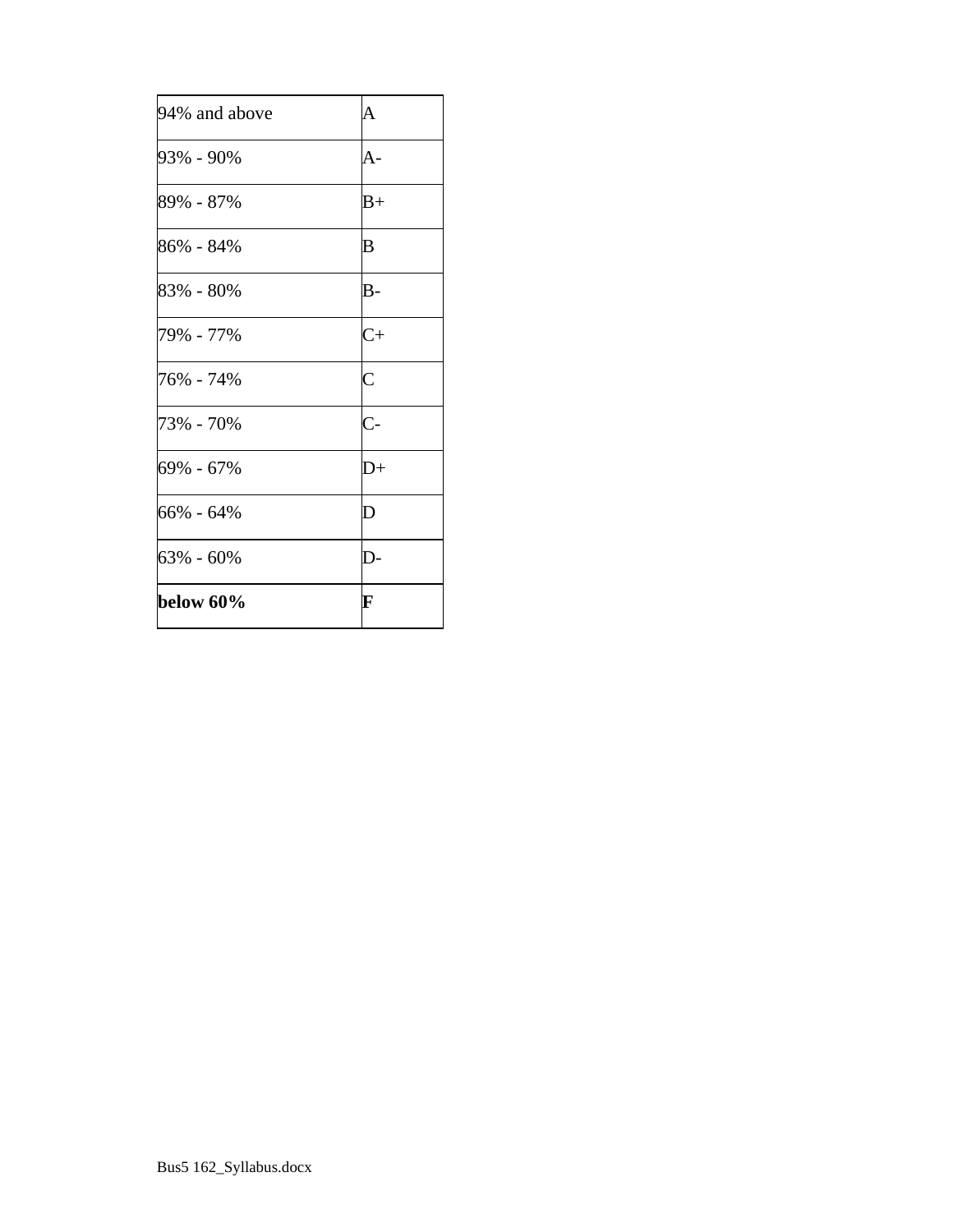| 94% and above | A |
| --- | --- |
| 93% - 90% | A- |
| 89% - 87% | B+ |
| 86% - 84% | B |
| 83% - 80% | B- |
| 79% - 77% | C+ |
| 76% - 74% | C |
| 73% - 70% | C- |
| 69% - 67% | D+ |
| 66% - 64% | D |
| 63% - 60% | D- |
| **below 60%** | **F** |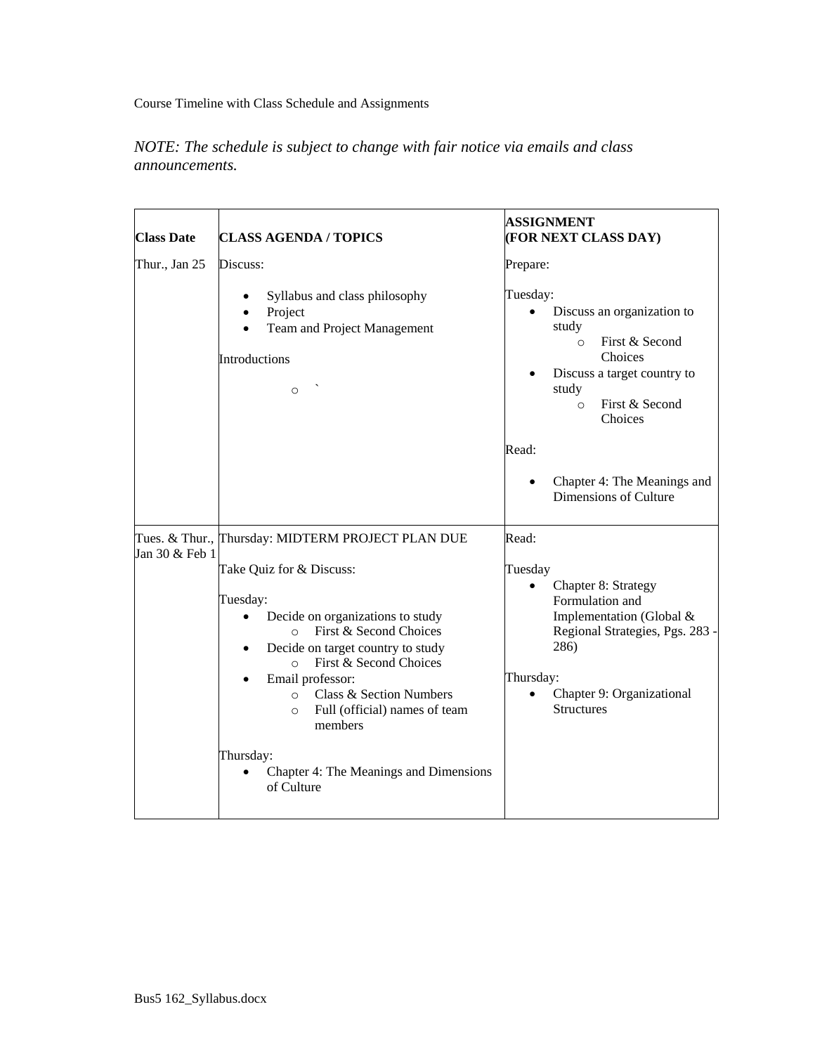Course Timeline with Class Schedule and Assignments

*NOTE: The schedule is subject to change with fair notice via emails and class announcements.*

| **Class Date** | **CLASS AGENDA / TOPICS** | **ASSIGNMENT (FOR NEXT CLASS DAY)** |
| --- | --- | --- |
| Thur., Jan 25 | Discuss:<br>• Syllabus and class philosophy<br>• Project<br>• Team and Project Management<br><br>Introductions<br>○ ` | Prepare:<br><br>Tuesday:<br>• Discuss an organization to study<br>○ First & Second Choices<br>• Discuss a target country to study<br>○ First & Second Choices<br><br>Read:<br>• Chapter 4: The Meanings and Dimensions of Culture |
| Tues. & Thur., Jan 30 & Feb 1 | Thursday: MIDTERM PROJECT PLAN DUE<br><br>Take Quiz for & Discuss:<br><br>Tuesday:<br>• Decide on organizations to study<br>○ First & Second Choices<br>• Decide on target country to study<br>○ First & Second Choices<br>• Email professor:<br>○ Class & Section Numbers<br>○ Full (official) names of team members<br><br>Thursday:<br>• Chapter 4: The Meanings and Dimensions of Culture | Read:<br><br>Tuesday<br>• Chapter 8: Strategy Formulation and Implementation (Global & Regional Strategies, Pgs. 283 - 286)<br><br>Thursday:<br>• Chapter 9: Organizational Structures |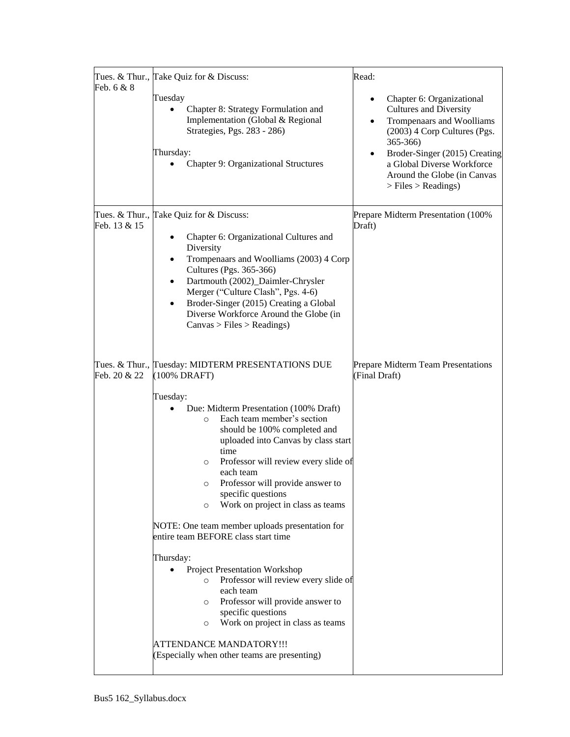| | | |
|---|---|---|
| Tues. & Thur., Feb. 6 & 8 | Take Quiz for & Discuss:<br><br>Tuesday<br>• Chapter 8: Strategy Formulation and Implementation (Global & Regional Strategies, Pgs. 283 - 286)<br><br>Thursday:<br>• Chapter 9: Organizational Structures | Read:<br><br>• Chapter 6: Organizational Cultures and Diversity<br>• Trompenaars and Woolliams (2003) 4 Corp Cultures (Pgs. 365-366)<br>• Broder-Singer (2015) Creating a Global Diverse Workforce Around the Globe (in Canvas > Files > Readings) |
| Tues. & Thur., Feb. 13 & 15 | Take Quiz for & Discuss:<br><br>• Chapter 6: Organizational Cultures and Diversity<br>• Trompenaars and Woolliams (2003) 4 Corp Cultures (Pgs. 365-366)<br>• Dartmouth (2002)_Daimler-Chrysler Merger ("Culture Clash", Pgs. 4-6)<br>• Broder-Singer (2015) Creating a Global Diverse Workforce Around the Globe (in Canvas > Files > Readings) | Prepare Midterm Presentation (100% Draft) |
| Tues. & Thur., Feb. 20 & 22 | Tuesday: MIDTERM PRESENTATIONS DUE (100% DRAFT)<br><br>Tuesday:<br>• Due: Midterm Presentation (100% Draft)<br>&nbsp;&nbsp;&nbsp;&nbsp;○ Each team member's section should be 100% completed and uploaded into Canvas by class start time<br>&nbsp;&nbsp;&nbsp;&nbsp;○ Professor will review every slide of each team<br>&nbsp;&nbsp;&nbsp;&nbsp;○ Professor will provide answer to specific questions<br>&nbsp;&nbsp;&nbsp;&nbsp;○ Work on project in class as teams<br><br>NOTE: One team member uploads presentation for entire team BEFORE class start time<br><br>Thursday:<br>• Project Presentation Workshop<br>&nbsp;&nbsp;&nbsp;&nbsp;○ Professor will review every slide of each team<br>&nbsp;&nbsp;&nbsp;&nbsp;○ Professor will provide answer to specific questions<br>&nbsp;&nbsp;&nbsp;&nbsp;○ Work on project in class as teams<br><br>ATTENDANCE MANDATORY!!!<br>(Especially when other teams are presenting) | Prepare Midterm Team Presentations (Final Draft) |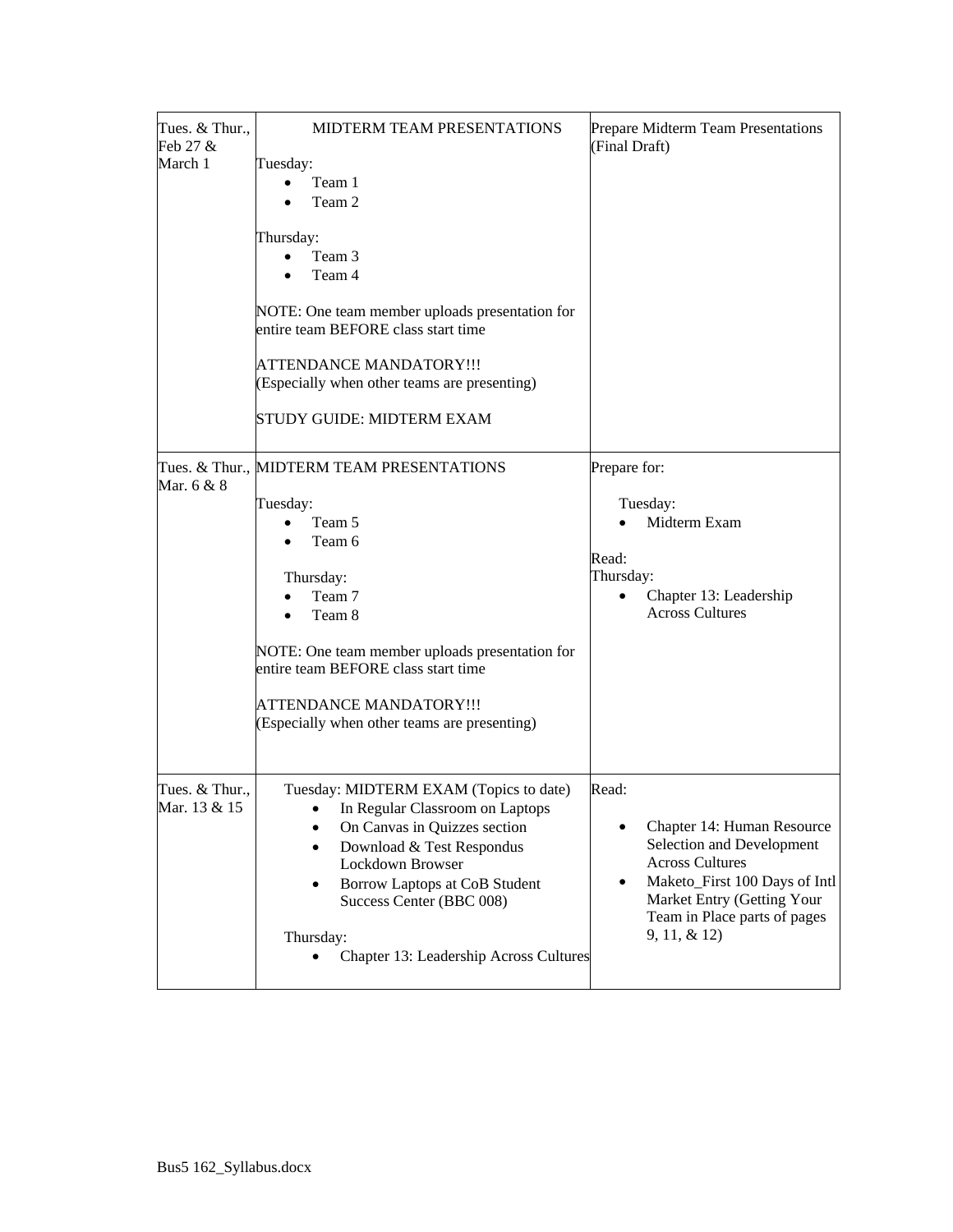| | | |
|---|---|---|
| Tues. & Thur., Feb 27 & March 1 | MIDTERM TEAM PRESENTATIONS<br><br>Tuesday:<br>• Team 1<br>• Team 2<br><br>Thursday:<br>• Team 3<br>• Team 4<br><br>NOTE: One team member uploads presentation for entire team BEFORE class start time<br><br>ATTENDANCE MANDATORY!!!<br>(Especially when other teams are presenting)<br><br>STUDY GUIDE: MIDTERM EXAM | Prepare Midterm Team Presentations (Final Draft) |
| Tues. & Thur., Mar. 6 & 8 | MIDTERM TEAM PRESENTATIONS<br><br>Tuesday:<br>• Team 5<br>• Team 6<br><br>Thursday:<br>• Team 7<br>• Team 8<br><br>NOTE: One team member uploads presentation for entire team BEFORE class start time<br><br>ATTENDANCE MANDATORY!!!<br>(Especially when other teams are presenting) | Prepare for:<br><br>Tuesday:<br>• Midterm Exam<br><br>Read:<br>Thursday:<br>• Chapter 13: Leadership Across Cultures |
| Tues. & Thur., Mar. 13 & 15 | Tuesday: MIDTERM EXAM (Topics to date)<br>• In Regular Classroom on Laptops<br>• On Canvas in Quizzes section<br>• Download & Test Respondus Lockdown Browser<br>• Borrow Laptops at CoB Student Success Center (BBC 008)<br><br>Thursday:<br>• Chapter 13: Leadership Across Cultures | Read:<br><br>• Chapter 14: Human Resource Selection and Development Across Cultures<br>• Maketo_First 100 Days of Intl Market Entry (Getting Your Team in Place parts of pages 9, 11, & 12) |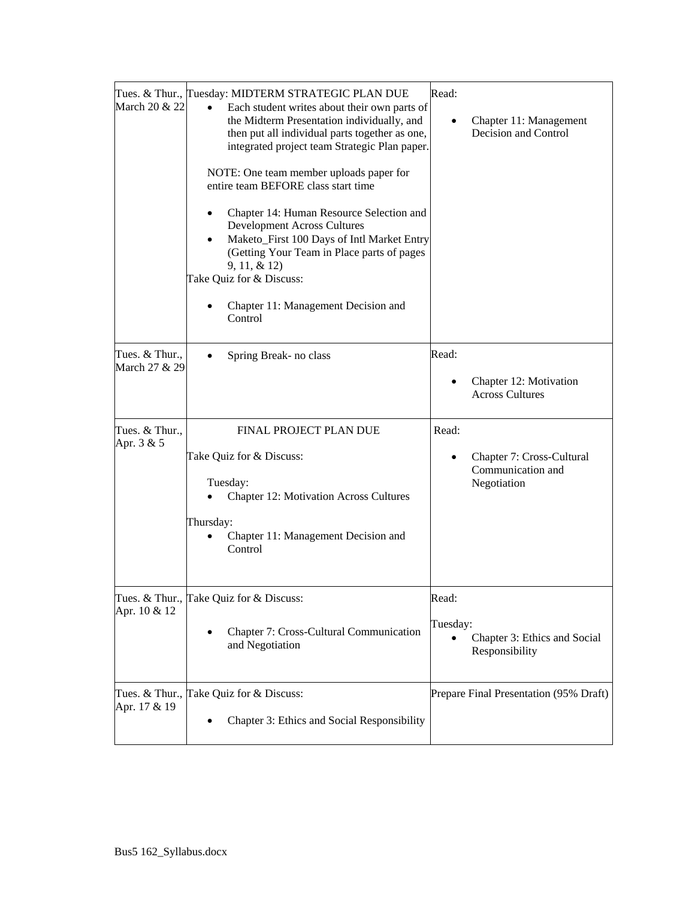| | | |
|---|---|---|
| Tues. & Thur., March 20 & 22 | Tuesday: MIDTERM STRATEGIC PLAN DUE<br>• Each student writes about their own parts of the Midterm Presentation individually, and then put all individual parts together as one, integrated project team Strategic Plan paper.<br><br>NOTE: One team member uploads paper for entire team BEFORE class start time<br><br>• Chapter 14: Human Resource Selection and Development Across Cultures<br>• Maketo_First 100 Days of Intl Market Entry (Getting Your Team in Place parts of pages 9, 11, & 12)<br>Take Quiz for & Discuss:<br><br>• Chapter 11: Management Decision and Control | Read:<br><br>• Chapter 11: Management Decision and Control |
| Tues. & Thur., March 27 & 29 | • Spring Break- no class | Read:<br><br>• Chapter 12: Motivation Across Cultures |
| Tues. & Thur., Apr. 3 & 5 | FINAL PROJECT PLAN DUE<br><br>Take Quiz for & Discuss:<br><br>Tuesday:<br>• Chapter 12: Motivation Across Cultures<br><br>Thursday:<br>• Chapter 11: Management Decision and Control | Read:<br><br>• Chapter 7: Cross-Cultural Communication and Negotiation |
| Tues. & Thur., Apr. 10 & 12 | Take Quiz for & Discuss:<br><br>• Chapter 7: Cross-Cultural Communication and Negotiation | Read:<br><br>Tuesday:<br>• Chapter 3: Ethics and Social Responsibility |
| Tues. & Thur., Apr. 17 & 19 | Take Quiz for & Discuss:<br><br>• Chapter 3: Ethics and Social Responsibility | Prepare Final Presentation (95% Draft) |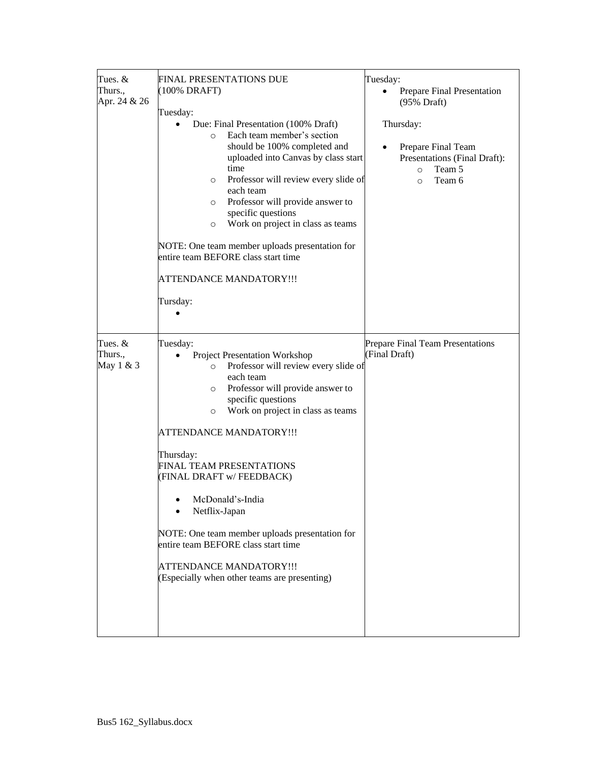| | | |
|---|---|---|
| Tues. & Thurs., Apr. 24 & 26 | FINAL PRESENTATIONS DUE (100% DRAFT)<br><br>Tuesday:<br>• Due: Final Presentation (100% Draft)<br>&nbsp;&nbsp;&nbsp;&nbsp;○ Each team member's section should be 100% completed and uploaded into Canvas by class start time<br>&nbsp;&nbsp;&nbsp;&nbsp;○ Professor will review every slide of each team<br>&nbsp;&nbsp;&nbsp;&nbsp;○ Professor will provide answer to specific questions<br>&nbsp;&nbsp;&nbsp;&nbsp;○ Work on project in class as teams<br><br>NOTE: One team member uploads presentation for entire team BEFORE class start time<br><br>ATTENDANCE MANDATORY!!!<br><br>Tursday:<br>• | Tuesday:<br>• Prepare Final Presentation (95% Draft)<br><br>Thursday:<br><br>• Prepare Final Team Presentations (Final Draft):<br>&nbsp;&nbsp;&nbsp;&nbsp;○ Team 5<br>&nbsp;&nbsp;&nbsp;&nbsp;○ Team 6 |
| Tues. & Thurs., May 1 & 3 | Tuesday:<br>• Project Presentation Workshop<br>&nbsp;&nbsp;&nbsp;&nbsp;○ Professor will review every slide of each team<br>&nbsp;&nbsp;&nbsp;&nbsp;○ Professor will provide answer to specific questions<br>&nbsp;&nbsp;&nbsp;&nbsp;○ Work on project in class as teams<br><br>ATTENDANCE MANDATORY!!!<br><br>Thursday:<br>FINAL TEAM PRESENTATIONS (FINAL DRAFT w/ FEEDBACK)<br><br>• McDonald's-India<br>• Netflix-Japan<br><br>NOTE: One team member uploads presentation for entire team BEFORE class start time<br><br>ATTENDANCE MANDATORY!!!<br>(Especially when other teams are presenting) | Prepare Final Team Presentations (Final Draft) |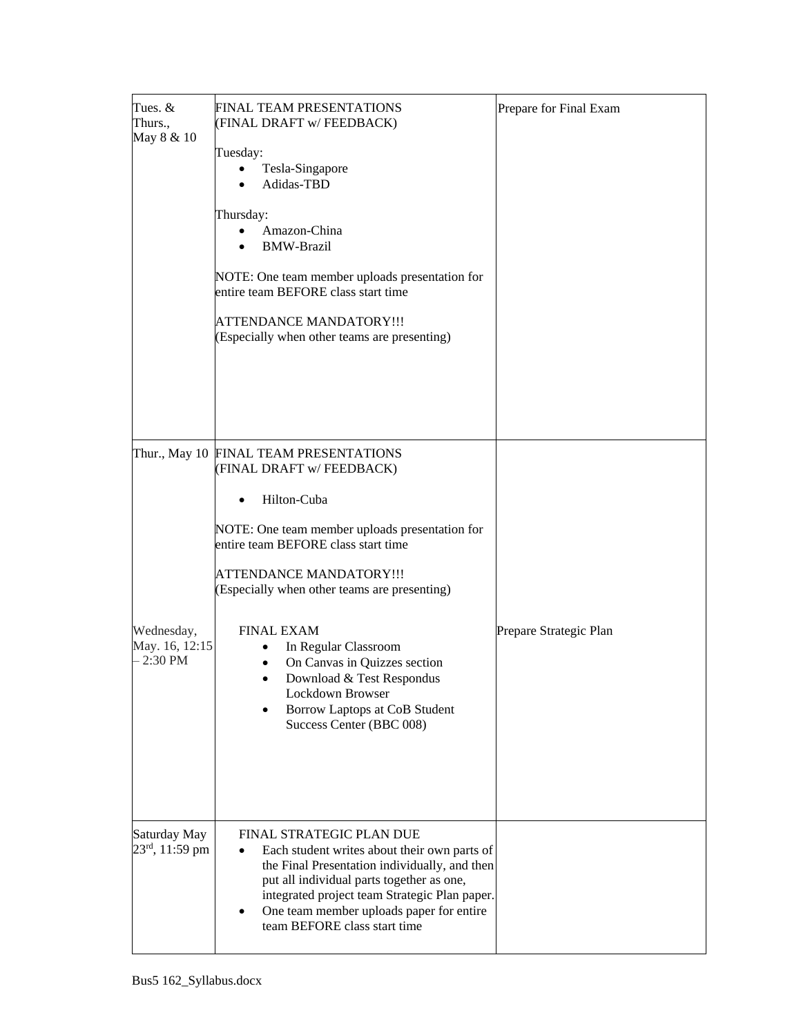| | | |
|---|---|---|
| Tues. & Thurs., May 8 & 10 | FINAL TEAM PRESENTATIONS (FINAL DRAFT w/ FEEDBACK)<br><br>Tuesday:<br>• Tesla-Singapore<br>• Adidas-TBD<br><br>Thursday:<br>• Amazon-China<br>• BMW-Brazil<br><br>NOTE: One team member uploads presentation for entire team BEFORE class start time<br><br>ATTENDANCE MANDATORY!!!<br>(Especially when other teams are presenting) | Prepare for Final Exam |
| Thur., May 10<br><br><br><br><br><br><br>Wednesday, May. 16, 12:15 – 2:30 PM | FINAL TEAM PRESENTATIONS (FINAL DRAFT w/ FEEDBACK)<br><br>• Hilton-Cuba<br><br>NOTE: One team member uploads presentation for entire team BEFORE class start time<br><br>ATTENDANCE MANDATORY!!!<br>(Especially when other teams are presenting)<br><br>FINAL EXAM<br>• In Regular Classroom<br>• On Canvas in Quizzes section<br>• Download & Test Respondus Lockdown Browser<br>• Borrow Laptops at CoB Student Success Center (BBC 008) | <br><br><br><br><br><br><br>Prepare Strategic Plan |
| Saturday May 23rd, 11:59 pm | FINAL STRATEGIC PLAN DUE<br>• Each student writes about their own parts of the Final Presentation individually, and then put all individual parts together as one, integrated project team Strategic Plan paper.<br>• One team member uploads paper for entire team BEFORE class start time | |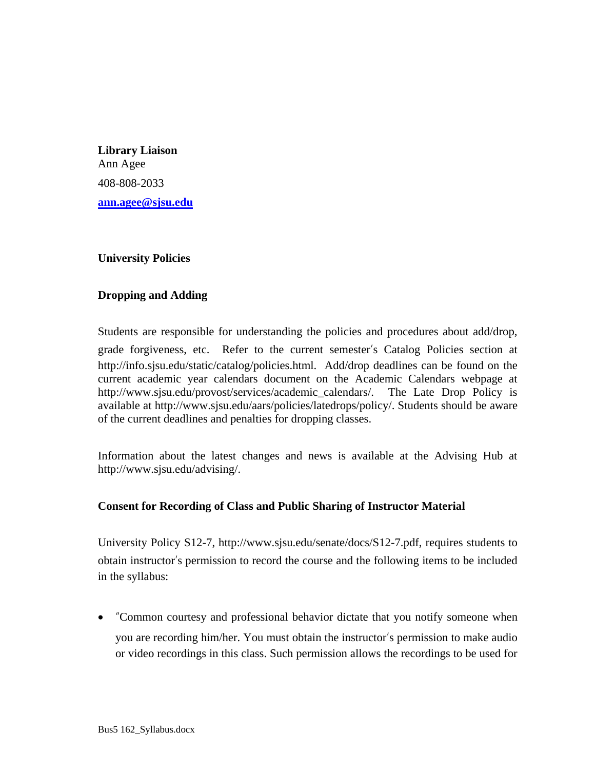**Library Liaison**
Ann Agee

408-808-2033

**ann.agee@sjsu.edu**

**University Policies**

**Dropping and Adding**

Students are responsible for understanding the policies and procedures about add/drop, grade forgiveness, etc. Refer to the current semester's Catalog Policies section at http://info.sjsu.edu/static/catalog/policies.html. Add/drop deadlines can be found on the current academic year calendars document on the Academic Calendars webpage at http://www.sjsu.edu/provost/services/academic_calendars/. The Late Drop Policy is available at http://www.sjsu.edu/aars/policies/latedrops/policy/. Students should be aware of the current deadlines and penalties for dropping classes.

Information about the latest changes and news is available at the Advising Hub at http://www.sjsu.edu/advising/.

**Consent for Recording of Class and Public Sharing of Instructor Material**

University Policy S12-7, http://www.sjsu.edu/senate/docs/S12-7.pdf, requires students to obtain instructor's permission to record the course and the following items to be included in the syllabus:

- "Common courtesy and professional behavior dictate that you notify someone when you are recording him/her. You must obtain the instructor's permission to make audio or video recordings in this class. Such permission allows the recordings to be used for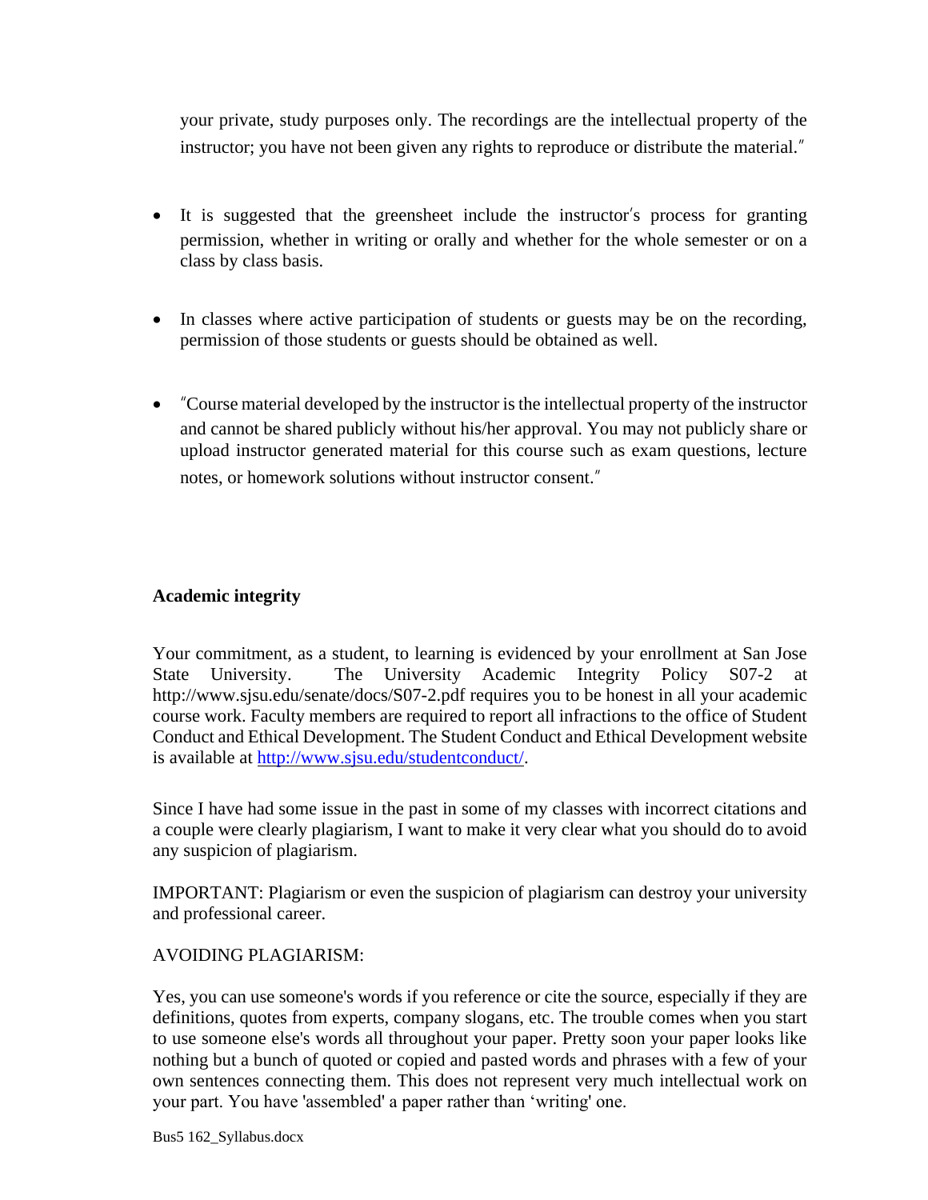your private, study purposes only. The recordings are the intellectual property of the instructor; you have not been given any rights to reproduce or distribute the material.″

- It is suggested that the greensheet include the instructor′s process for granting permission, whether in writing or orally and whether for the whole semester or on a class by class basis.

- In classes where active participation of students or guests may be on the recording, permission of those students or guests should be obtained as well.

- ″Course material developed by the instructor is the intellectual property of the instructor and cannot be shared publicly without his/her approval. You may not publicly share or upload instructor generated material for this course such as exam questions, lecture notes, or homework solutions without instructor consent.″

**Academic integrity**

Your commitment, as a student, to learning is evidenced by your enrollment at San Jose State University. The University Academic Integrity Policy S07-2 at http://www.sjsu.edu/senate/docs/S07-2.pdf requires you to be honest in all your academic course work. Faculty members are required to report all infractions to the office of Student Conduct and Ethical Development. The Student Conduct and Ethical Development website is available at http://www.sjsu.edu/studentconduct/.

Since I have had some issue in the past in some of my classes with incorrect citations and a couple were clearly plagiarism, I want to make it very clear what you should do to avoid any suspicion of plagiarism.

IMPORTANT: Plagiarism or even the suspicion of plagiarism can destroy your university and professional career.

AVOIDING PLAGIARISM:

Yes, you can use someone's words if you reference or cite the source, especially if they are definitions, quotes from experts, company slogans, etc. The trouble comes when you start to use someone else's words all throughout your paper. Pretty soon your paper looks like nothing but a bunch of quoted or copied and pasted words and phrases with a few of your own sentences connecting them. This does not represent very much intellectual work on your part. You have 'assembled' a paper rather than ‘writing' one.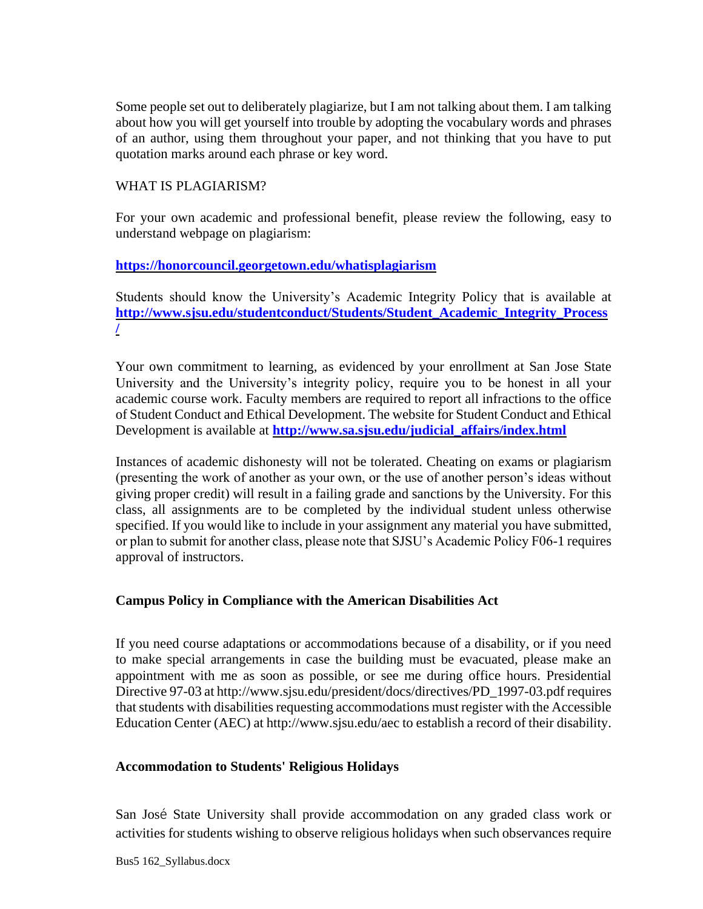Some people set out to deliberately plagiarize, but I am not talking about them. I am talking about how you will get yourself into trouble by adopting the vocabulary words and phrases of an author, using them throughout your paper, and not thinking that you have to put quotation marks around each phrase or key word.

WHAT IS PLAGIARISM?

For your own academic and professional benefit, please review the following, easy to understand webpage on plagiarism:

**https://honorcouncil.georgetown.edu/whatisplagiarism**

Students should know the University's Academic Integrity Policy that is available at **http://www.sjsu.edu/studentconduct/Students/Student_Academic_Integrity_Process/**

Your own commitment to learning, as evidenced by your enrollment at San Jose State University and the University's integrity policy, require you to be honest in all your academic course work. Faculty members are required to report all infractions to the office of Student Conduct and Ethical Development. The website for Student Conduct and Ethical Development is available at **http://www.sa.sjsu.edu/judicial_affairs/index.html**

Instances of academic dishonesty will not be tolerated. Cheating on exams or plagiarism (presenting the work of another as your own, or the use of another person's ideas without giving proper credit) will result in a failing grade and sanctions by the University. For this class, all assignments are to be completed by the individual student unless otherwise specified. If you would like to include in your assignment any material you have submitted, or plan to submit for another class, please note that SJSU's Academic Policy F06-1 requires approval of instructors.

**Campus Policy in Compliance with the American Disabilities Act**

If you need course adaptations or accommodations because of a disability, or if you need to make special arrangements in case the building must be evacuated, please make an appointment with me as soon as possible, or see me during office hours. Presidential Directive 97-03 at http://www.sjsu.edu/president/docs/directives/PD_1997-03.pdf requires that students with disabilities requesting accommodations must register with the Accessible Education Center (AEC) at http://www.sjsu.edu/aec to establish a record of their disability.

**Accommodation to Students' Religious Holidays**

San José State University shall provide accommodation on any graded class work or activities for students wishing to observe religious holidays when such observances require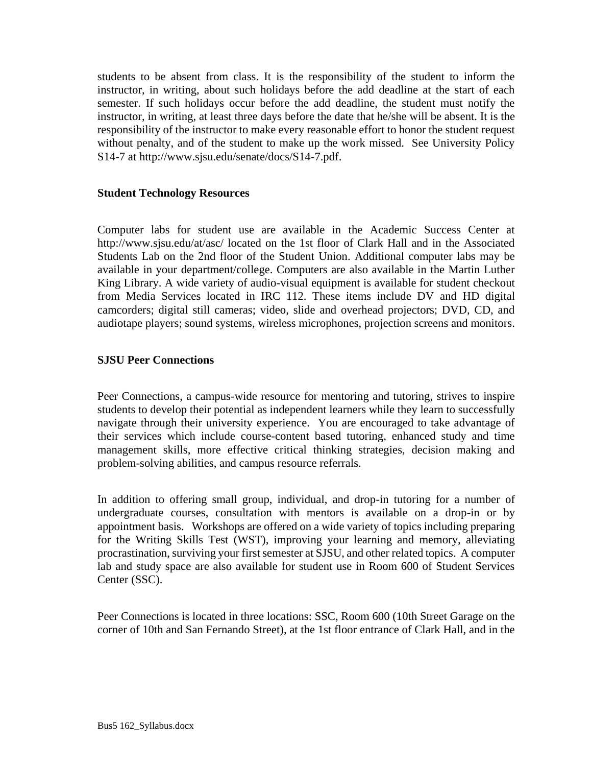students to be absent from class. It is the responsibility of the student to inform the instructor, in writing, about such holidays before the add deadline at the start of each semester. If such holidays occur before the add deadline, the student must notify the instructor, in writing, at least three days before the date that he/she will be absent. It is the responsibility of the instructor to make every reasonable effort to honor the student request without penalty, and of the student to make up the work missed. See University Policy S14-7 at http://www.sjsu.edu/senate/docs/S14-7.pdf.

**Student Technology Resources**

Computer labs for student use are available in the Academic Success Center at http://www.sjsu.edu/at/asc/ located on the 1st floor of Clark Hall and in the Associated Students Lab on the 2nd floor of the Student Union. Additional computer labs may be available in your department/college. Computers are also available in the Martin Luther King Library. A wide variety of audio-visual equipment is available for student checkout from Media Services located in IRC 112. These items include DV and HD digital camcorders; digital still cameras; video, slide and overhead projectors; DVD, CD, and audiotape players; sound systems, wireless microphones, projection screens and monitors.

**SJSU Peer Connections**

Peer Connections, a campus-wide resource for mentoring and tutoring, strives to inspire students to develop their potential as independent learners while they learn to successfully navigate through their university experience. You are encouraged to take advantage of their services which include course-content based tutoring, enhanced study and time management skills, more effective critical thinking strategies, decision making and problem-solving abilities, and campus resource referrals.

In addition to offering small group, individual, and drop-in tutoring for a number of undergraduate courses, consultation with mentors is available on a drop-in or by appointment basis. Workshops are offered on a wide variety of topics including preparing for the Writing Skills Test (WST), improving your learning and memory, alleviating procrastination, surviving your first semester at SJSU, and other related topics. A computer lab and study space are also available for student use in Room 600 of Student Services Center (SSC).

Peer Connections is located in three locations: SSC, Room 600 (10th Street Garage on the corner of 10th and San Fernando Street), at the 1st floor entrance of Clark Hall, and in the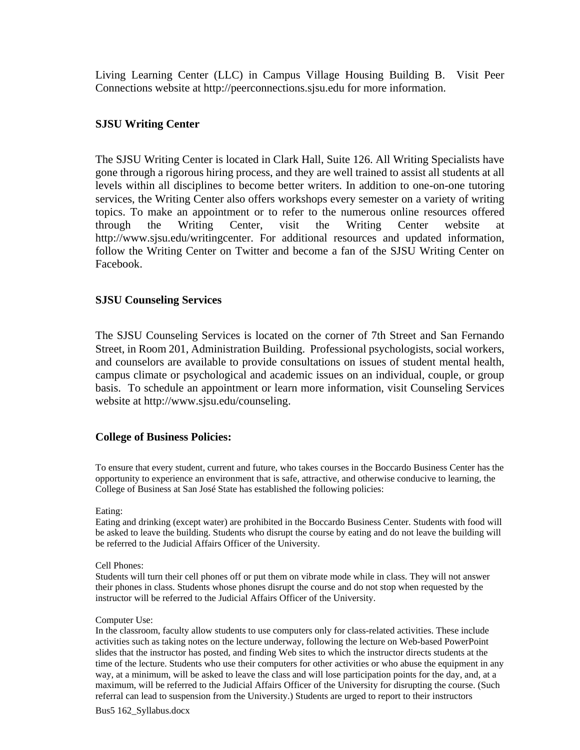Living Learning Center (LLC) in Campus Village Housing Building B. Visit Peer Connections website at http://peerconnections.sjsu.edu for more information.

### SJSU Writing Center

The SJSU Writing Center is located in Clark Hall, Suite 126. All Writing Specialists have gone through a rigorous hiring process, and they are well trained to assist all students at all levels within all disciplines to become better writers. In addition to one-on-one tutoring services, the Writing Center also offers workshops every semester on a variety of writing topics. To make an appointment or to refer to the numerous online resources offered through the Writing Center, visit the Writing Center website at http://www.sjsu.edu/writingcenter. For additional resources and updated information, follow the Writing Center on Twitter and become a fan of the SJSU Writing Center on Facebook.

### SJSU Counseling Services

The SJSU Counseling Services is located on the corner of 7th Street and San Fernando Street, in Room 201, Administration Building. Professional psychologists, social workers, and counselors are available to provide consultations on issues of student mental health, campus climate or psychological and academic issues on an individual, couple, or group basis. To schedule an appointment or learn more information, visit Counseling Services website at http://www.sjsu.edu/counseling.

### College of Business Policies:

To ensure that every student, current and future, who takes courses in the Boccardo Business Center has the opportunity to experience an environment that is safe, attractive, and otherwise conducive to learning, the College of Business at San José State has established the following policies:

Eating:
Eating and drinking (except water) are prohibited in the Boccardo Business Center. Students with food will be asked to leave the building. Students who disrupt the course by eating and do not leave the building will be referred to the Judicial Affairs Officer of the University.

Cell Phones:
Students will turn their cell phones off or put them on vibrate mode while in class. They will not answer their phones in class. Students whose phones disrupt the course and do not stop when requested by the instructor will be referred to the Judicial Affairs Officer of the University.

Computer Use:
In the classroom, faculty allow students to use computers only for class-related activities. These include activities such as taking notes on the lecture underway, following the lecture on Web-based PowerPoint slides that the instructor has posted, and finding Web sites to which the instructor directs students at the time of the lecture. Students who use their computers for other activities or who abuse the equipment in any way, at a minimum, will be asked to leave the class and will lose participation points for the day, and, at a maximum, will be referred to the Judicial Affairs Officer of the University for disrupting the course. (Such referral can lead to suspension from the University.) Students are urged to report to their instructors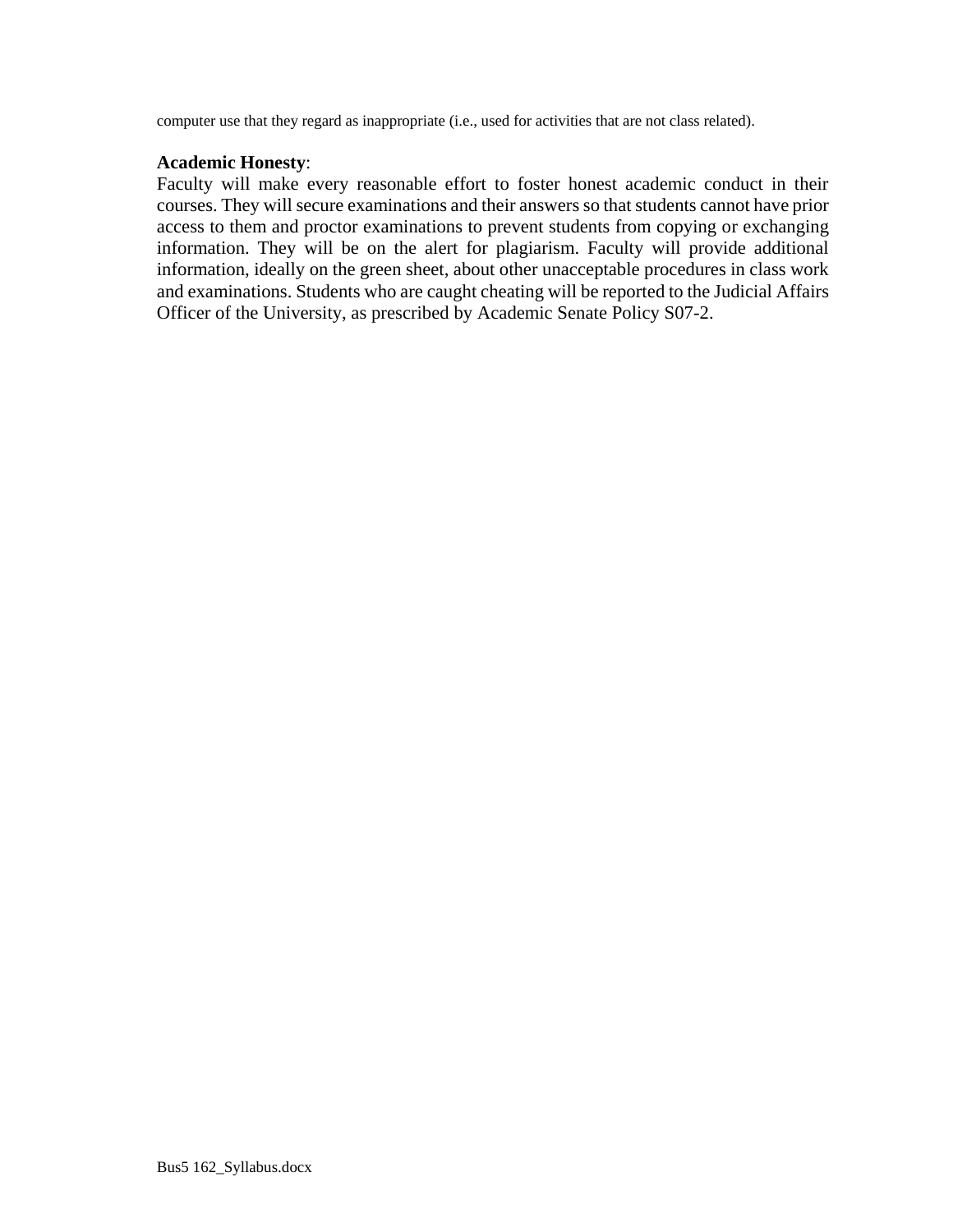computer use that they regard as inappropriate (i.e., used for activities that are not class related).

**Academic Honesty**:
Faculty will make every reasonable effort to foster honest academic conduct in their courses. They will secure examinations and their answers so that students cannot have prior access to them and proctor examinations to prevent students from copying or exchanging information. They will be on the alert for plagiarism. Faculty will provide additional information, ideally on the green sheet, about other unacceptable procedures in class work and examinations. Students who are caught cheating will be reported to the Judicial Affairs Officer of the University, as prescribed by Academic Senate Policy S07-2.